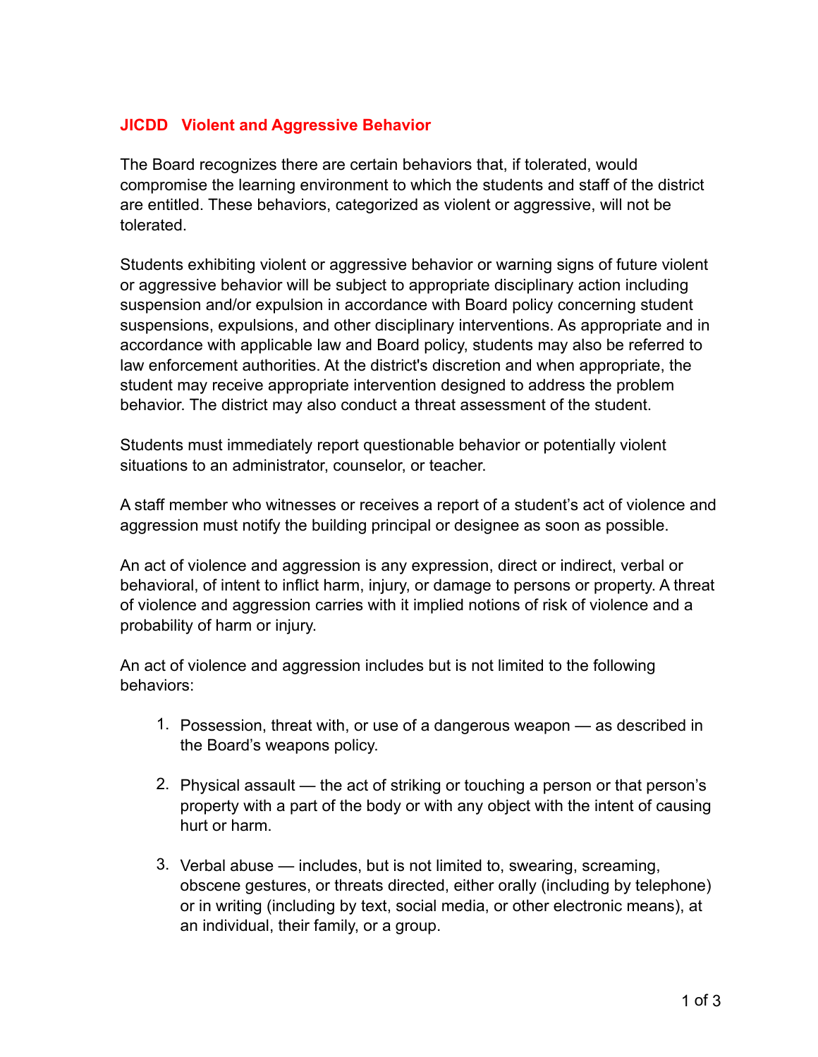## JICDD Violent and Aggressive Behavior

The Board recognizes there are certain behaviors that, if tolerated, would compromise the learning environment to which the students and staff of the district are entitled. These behaviors, categorized as violent or aggressive, will not be tolerated.

Students exhibiting violent or aggressive behavior or warning signs of future violent or aggressive behavior will be subject to appropriate disciplinary action including suspension and/or expulsion in accordance with Board policy concerning student suspensions, expulsions, and other disciplinary interventions. As appropriate and in accordance with applicable law and Board policy, students may also be referred to law enforcement authorities. At the district's discretion and when appropriate, the student may receive appropriate intervention designed to address the problem behavior. The district may also conduct a threat assessment of the student.

Students must immediately report questionable behavior or potentially violent situations to an administrator, counselor, or teacher.

A staff member who witnesses or receives a report of a student's act of violence and aggression must notify the building principal or designee as soon as possible.

An act of violence and aggression is any expression, direct or indirect, verbal or behavioral, of intent to inflict harm, injury, or damage to persons or property. A threat of violence and aggression carries with it implied notions of risk of violence and a probability of harm or injury.

An act of violence and aggression includes but is not limited to the following behaviors:

1. Possession, threat with, or use of a dangerous weapon — as described in the Board's weapons policy.

2. Physical assault — the act of striking or touching a person or that person's property with a part of the body or with any object with the intent of causing hurt or harm.

3. Verbal abuse — includes, but is not limited to, swearing, screaming, obscene gestures, or threats directed, either orally (including by telephone) or in writing (including by text, social media, or other electronic means), at an individual, their family, or a group.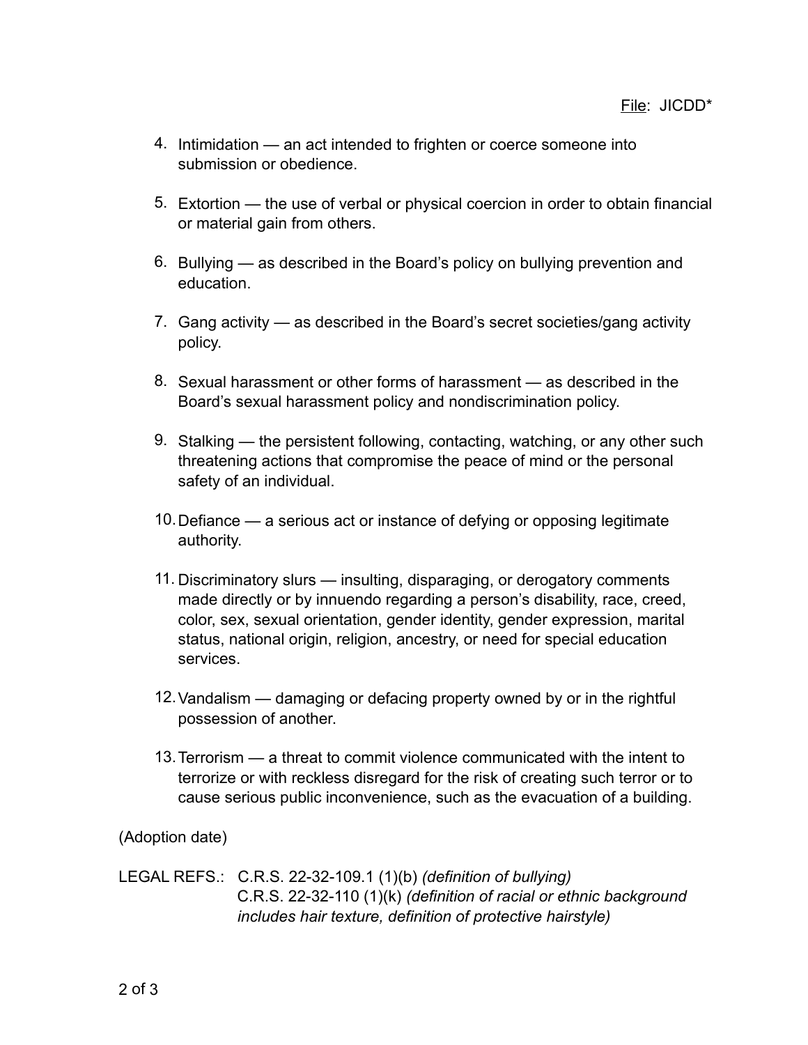4. Intimidation — an act intended to frighten or coerce someone into submission or obedience.

5. Extortion — the use of verbal or physical coercion in order to obtain financial or material gain from others.

6. Bullying — as described in the Board's policy on bullying prevention and education.

7. Gang activity — as described in the Board's secret societies/gang activity policy.

8. Sexual harassment or other forms of harassment — as described in the Board's sexual harassment policy and nondiscrimination policy.

9. Stalking — the persistent following, contacting, watching, or any other such threatening actions that compromise the peace of mind or the personal safety of an individual.

10. Defiance — a serious act or instance of defying or opposing legitimate authority.

11. Discriminatory slurs — insulting, disparaging, or derogatory comments made directly or by innuendo regarding a person's disability, race, creed, color, sex, sexual orientation, gender identity, gender expression, marital status, national origin, religion, ancestry, or need for special education services.

12. Vandalism — damaging or defacing property owned by or in the rightful possession of another.

13. Terrorism — a threat to commit violence communicated with the intent to terrorize or with reckless disregard for the risk of creating such terror or to cause serious public inconvenience, such as the evacuation of a building.

(Adoption date)

LEGAL REFS.: C.R.S. 22-32-109.1 (1)(b) *(definition of bullying)*
C.R.S. 22-32-110 (1)(k) *(definition of racial or ethnic background includes hair texture, definition of protective hairstyle)*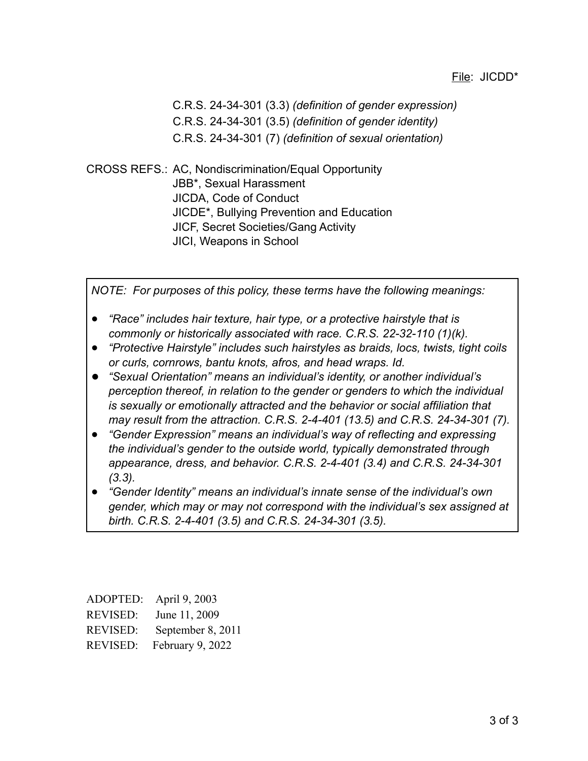C.R.S. 24-34-301 (3.3) *(definition of gender expression)*
C.R.S. 24-34-301 (3.5) *(definition of gender identity)*
C.R.S. 24-34-301 (7) *(definition of sexual orientation)*

CROSS REFS.: AC, Nondiscrimination/Equal Opportunity
JBB*, Sexual Harassment
JICDA, Code of Conduct
JICDE*, Bullying Prevention and Education
JICF, Secret Societies/Gang Activity
JICI, Weapons in School

*NOTE: For purposes of this policy, these terms have the following meanings:*

- *"Race" includes hair texture, hair type, or a protective hairstyle that is commonly or historically associated with race. C.R.S. 22-32-110 (1)(k).*
- *"Protective Hairstyle" includes such hairstyles as braids, locs, twists, tight coils or curls, cornrows, bantu knots, afros, and head wraps. Id.*
- *"Sexual Orientation" means an individual's identity, or another individual's perception thereof, in relation to the gender or genders to which the individual is sexually or emotionally attracted and the behavior or social affiliation that may result from the attraction. C.R.S. 2-4-401 (13.5) and C.R.S. 24-34-301 (7).*
- *"Gender Expression" means an individual's way of reflecting and expressing the individual's gender to the outside world, typically demonstrated through appearance, dress, and behavior. C.R.S. 2-4-401 (3.4) and C.R.S. 24-34-301 (3.3).*
- *"Gender Identity" means an individual's innate sense of the individual's own gender, which may or may not correspond with the individual's sex assigned at birth. C.R.S. 2-4-401 (3.5) and C.R.S. 24-34-301 (3.5).*

ADOPTED: April 9, 2003
REVISED: June 11, 2009
REVISED: September 8, 2011
REVISED: February 9, 2022